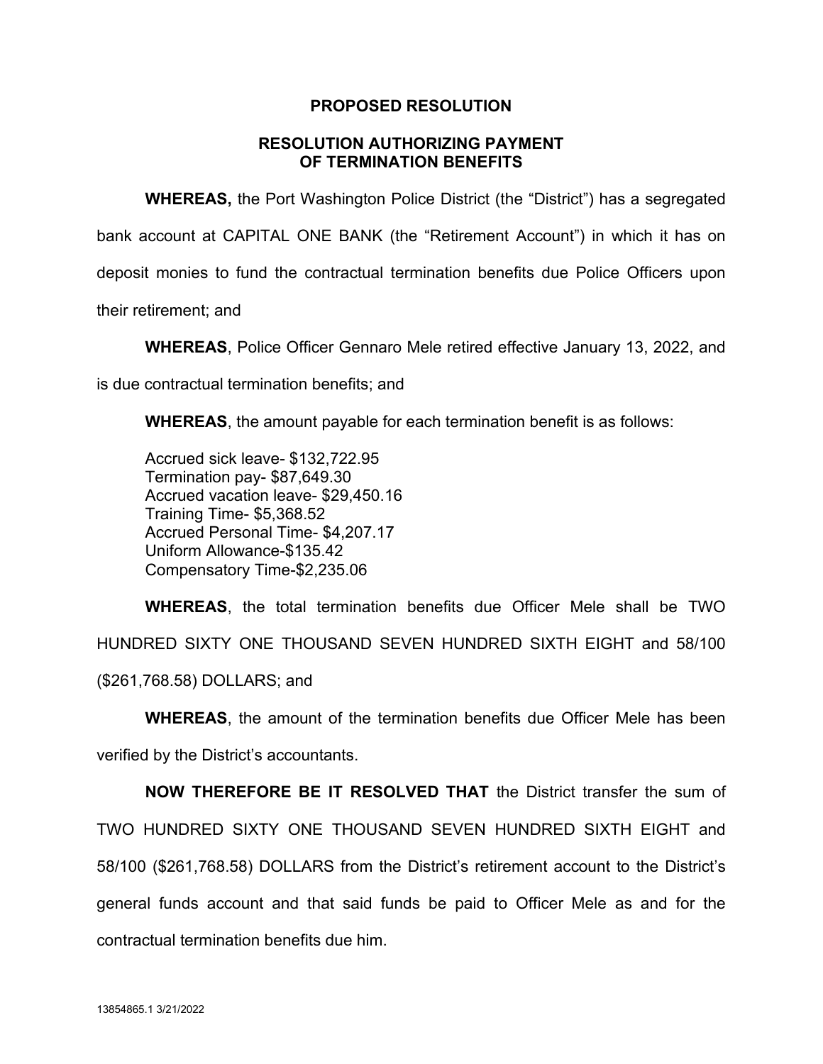# PROPOSED RESOLUTION

## RESOLUTION AUTHORIZING PAYMENT OF TERMINATION BENEFITS

**WHEREAS,** the Port Washington Police District (the "District") has a segregated bank account at CAPITAL ONE BANK (the "Retirement Account") in which it has on deposit monies to fund the contractual termination benefits due Police Officers upon their retirement; and

**WHEREAS**, Police Officer Gennaro Mele retired effective January 13, 2022, and is due contractual termination benefits; and

**WHEREAS**, the amount payable for each termination benefit is as follows:

Accrued sick leave- $132,722.95
Termination pay- $87,649.30
Accrued vacation leave- $29,450.16
Training Time- $5,368.52
Accrued Personal Time- $4,207.17
Uniform Allowance-$135.42
Compensatory Time-$2,235.06

**WHEREAS**, the total termination benefits due Officer Mele shall be TWO HUNDRED SIXTY ONE THOUSAND SEVEN HUNDRED SIXTH EIGHT and 58/100 ($261,768.58) DOLLARS; and

**WHEREAS**, the amount of the termination benefits due Officer Mele has been verified by the District's accountants.

**NOW THEREFORE BE IT RESOLVED THAT** the District transfer the sum of TWO HUNDRED SIXTY ONE THOUSAND SEVEN HUNDRED SIXTH EIGHT and 58/100 ($261,768.58) DOLLARS from the District's retirement account to the District's general funds account and that said funds be paid to Officer Mele as and for the contractual termination benefits due him.

13854865.1 3/21/2022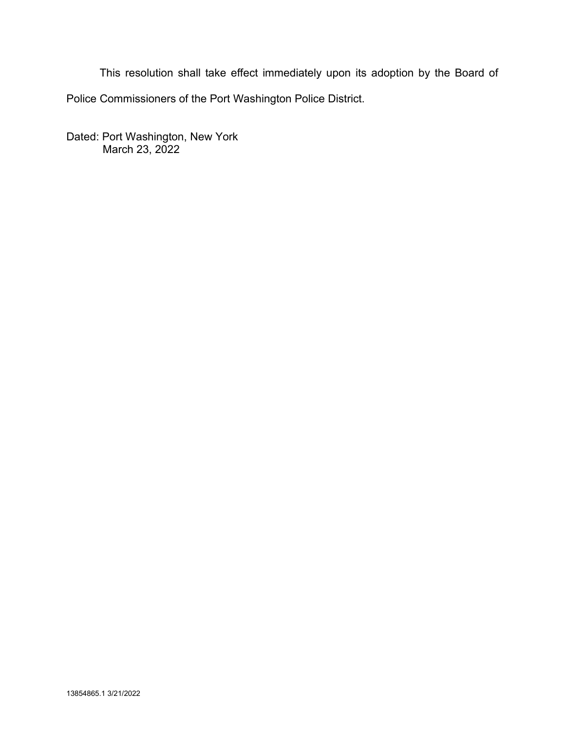This resolution shall take effect immediately upon its adoption by the Board of Police Commissioners of the Port Washington Police District.

Dated: Port Washington, New York
March 23, 2022

13854865.1 3/21/2022